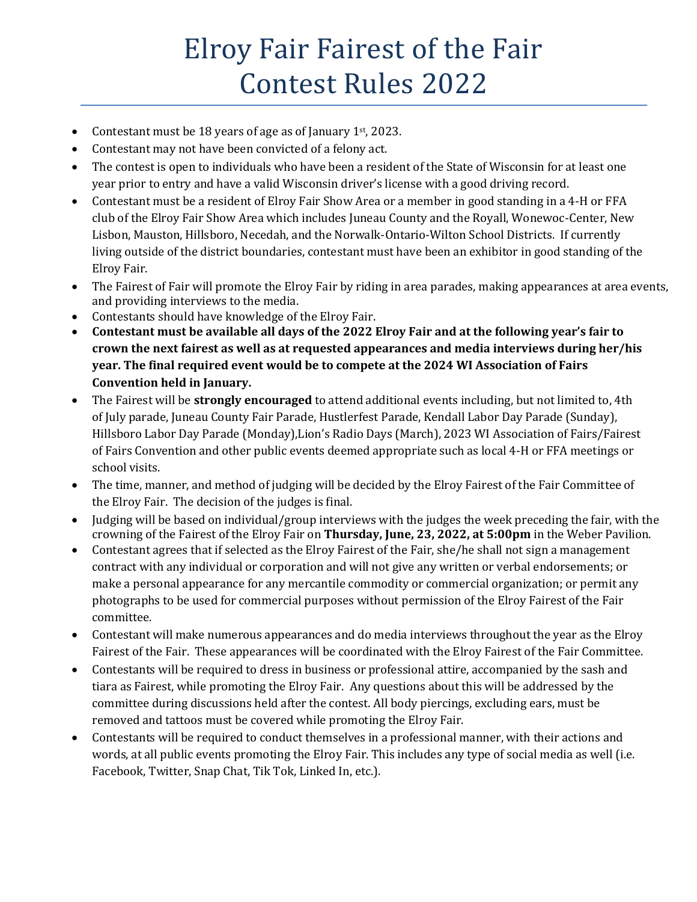# Elroy Fair Fairest of the Fair
# Contest Rules 2022

- Contestant must be 18 years of age as of January 1st, 2023.
- Contestant may not have been convicted of a felony act.
- The contest is open to individuals who have been a resident of the State of Wisconsin for at least one year prior to entry and have a valid Wisconsin driver's license with a good driving record.
- Contestant must be a resident of Elroy Fair Show Area or a member in good standing in a 4-H or FFA club of the Elroy Fair Show Area which includes Juneau County and the Royall, Wonewoc-Center, New Lisbon, Mauston, Hillsboro, Necedah, and the Norwalk-Ontario-Wilton School Districts. If currently living outside of the district boundaries, contestant must have been an exhibitor in good standing of the Elroy Fair.
- The Fairest of Fair will promote the Elroy Fair by riding in area parades, making appearances at area events, and providing interviews to the media.
- Contestants should have knowledge of the Elroy Fair.
- **Contestant must be available all days of the 2022 Elroy Fair and at the following year's fair to crown the next fairest as well as at requested appearances and media interviews during her/his year. The final required event would be to compete at the 2024 WI Association of Fairs Convention held in January.**
- The Fairest will be **strongly encouraged** to attend additional events including, but not limited to, 4th of July parade, Juneau County Fair Parade, Hustlerfest Parade, Kendall Labor Day Parade (Sunday), Hillsboro Labor Day Parade (Monday),Lion's Radio Days (March), 2023 WI Association of Fairs/Fairest of Fairs Convention and other public events deemed appropriate such as local 4-H or FFA meetings or school visits.
- The time, manner, and method of judging will be decided by the Elroy Fairest of the Fair Committee of the Elroy Fair. The decision of the judges is final.
- Judging will be based on individual/group interviews with the judges the week preceding the fair, with the crowning of the Fairest of the Elroy Fair on **Thursday, June, 23, 2022, at 5:00pm** in the Weber Pavilion.
- Contestant agrees that if selected as the Elroy Fairest of the Fair, she/he shall not sign a management contract with any individual or corporation and will not give any written or verbal endorsements; or make a personal appearance for any mercantile commodity or commercial organization; or permit any photographs to be used for commercial purposes without permission of the Elroy Fairest of the Fair committee.
- Contestant will make numerous appearances and do media interviews throughout the year as the Elroy Fairest of the Fair. These appearances will be coordinated with the Elroy Fairest of the Fair Committee.
- Contestants will be required to dress in business or professional attire, accompanied by the sash and tiara as Fairest, while promoting the Elroy Fair. Any questions about this will be addressed by the committee during discussions held after the contest. All body piercings, excluding ears, must be removed and tattoos must be covered while promoting the Elroy Fair.
- Contestants will be required to conduct themselves in a professional manner, with their actions and words, at all public events promoting the Elroy Fair. This includes any type of social media as well (i.e. Facebook, Twitter, Snap Chat, Tik Tok, Linked In, etc.).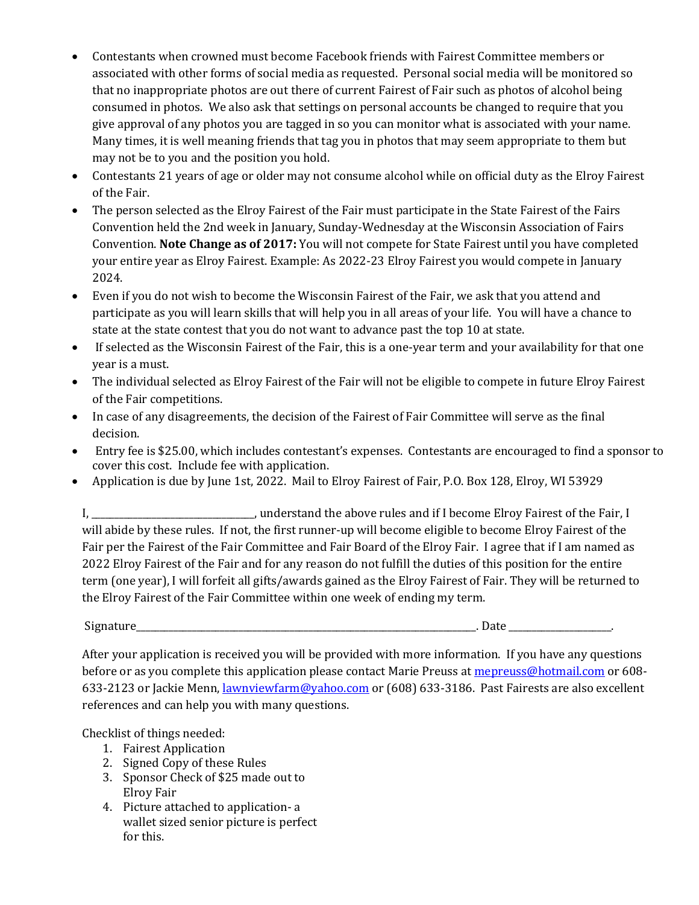- Contestants when crowned must become Facebook friends with Fairest Committee members or associated with other forms of social media as requested. Personal social media will be monitored so that no inappropriate photos are out there of current Fairest of Fair such as photos of alcohol being consumed in photos. We also ask that settings on personal accounts be changed to require that you give approval of any photos you are tagged in so you can monitor what is associated with your name. Many times, it is well meaning friends that tag you in photos that may seem appropriate to them but may not be to you and the position you hold.
- Contestants 21 years of age or older may not consume alcohol while on official duty as the Elroy Fairest of the Fair.
- The person selected as the Elroy Fairest of the Fair must participate in the State Fairest of the Fairs Convention held the 2nd week in January, Sunday-Wednesday at the Wisconsin Association of Fairs Convention. **Note Change as of 2017:** You will not compete for State Fairest until you have completed your entire year as Elroy Fairest. Example: As 2022-23 Elroy Fairest you would compete in January 2024.
- Even if you do not wish to become the Wisconsin Fairest of the Fair, we ask that you attend and participate as you will learn skills that will help you in all areas of your life. You will have a chance to state at the state contest that you do not want to advance past the top 10 at state.
- If selected as the Wisconsin Fairest of the Fair, this is a one-year term and your availability for that one year is a must.
- The individual selected as Elroy Fairest of the Fair will not be eligible to compete in future Elroy Fairest of the Fair competitions.
- In case of any disagreements, the decision of the Fairest of Fair Committee will serve as the final decision.
- Entry fee is $25.00, which includes contestant's expenses. Contestants are encouraged to find a sponsor to cover this cost. Include fee with application.
- Application is due by June 1st, 2022. Mail to Elroy Fairest of Fair, P.O. Box 128, Elroy, WI 53929

I, ________________________________, understand the above rules and if I become Elroy Fairest of the Fair, I will abide by these rules. If not, the first runner-up will become eligible to become Elroy Fairest of the Fair per the Fairest of the Fair Committee and Fair Board of the Elroy Fair. I agree that if I am named as 2022 Elroy Fairest of the Fair and for any reason do not fulfill the duties of this position for the entire term (one year), I will forfeit all gifts/awards gained as the Elroy Fairest of Fair. They will be returned to the Elroy Fairest of the Fair Committee within one week of ending my term.

Signature______________________________________________________________________. Date ____________________.

After your application is received you will be provided with more information. If you have any questions before or as you complete this application please contact Marie Preuss at mepreuss@hotmail.com or 608-633-2123 or Jackie Menn, lawnviewfarm@yahoo.com or (608) 633-3186. Past Fairests are also excellent references and can help you with many questions.

Checklist of things needed:

1. Fairest Application
2. Signed Copy of these Rules
3. Sponsor Check of $25 made out to Elroy Fair
4. Picture attached to application- a wallet sized senior picture is perfect for this.